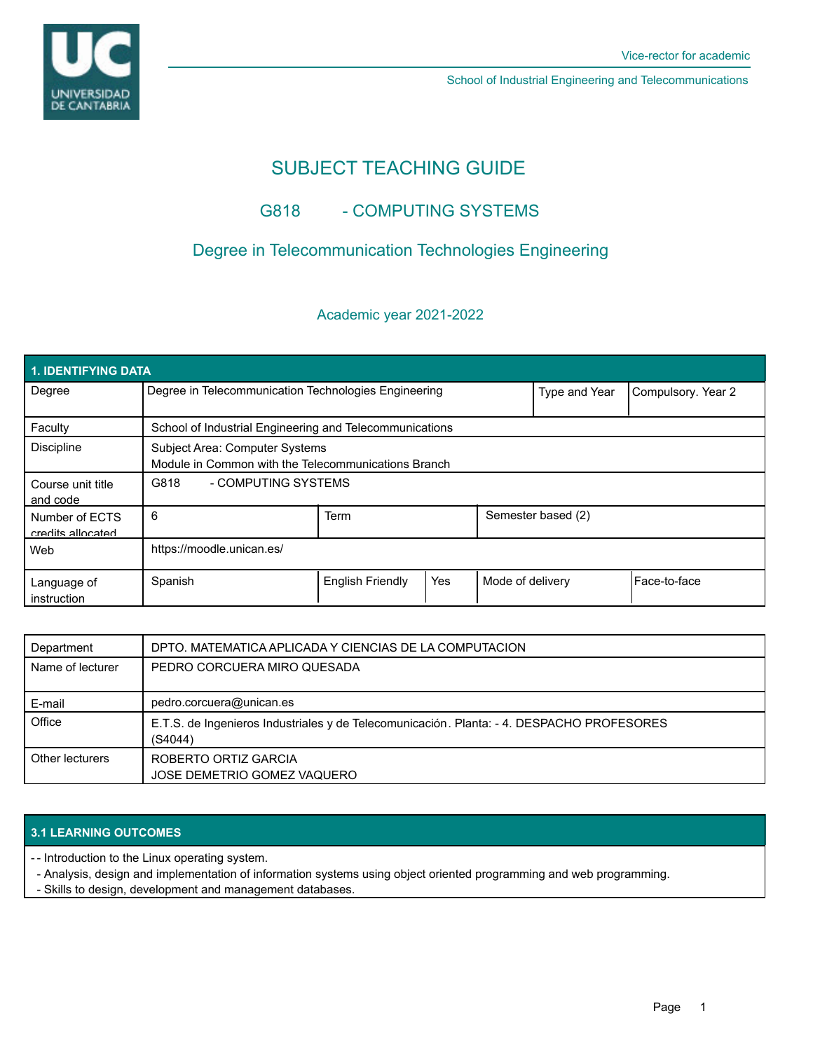Vice-rector for academic

School of Industrial Engineering and Telecommunications

# SUBJECT TEACHING GUIDE

## G818 - COMPUTING SYSTEMS

## Degree in Telecommunication Technologies Engineering

Academic year 2021-2022

| 1. IDENTIFYING DATA | | | | | |
|---|---|---|---|---|---|
| Degree | Degree in Telecommunication Technologies Engineering | | | Type and Year | Compulsory. Year 2 |
| Faculty | School of Industrial Engineering and Telecommunications | | | | |
| Discipline | Subject Area: Computer Systems<br>Module in Common with the Telecommunications Branch | | | | |
| Course unit title and code | G818 - COMPUTING SYSTEMS | | | | |
| Number of ECTS credits allocated | 6 | Term | | Semester based (2) | |
| Web | https://moodle.unican.es/ | | | | |
| Language of instruction | Spanish | English Friendly | Yes | Mode of delivery | Face-to-face |

| Department | DPTO. MATEMATICA APLICADA Y CIENCIAS DE LA COMPUTACION |
|---|---|
| Name of lecturer | PEDRO CORCUERA MIRO QUESADA |
| E-mail | pedro.corcuera@unican.es |
| Office | E.T.S. de Ingenieros Industriales y de Telecomunicación. Planta: - 4. DESPACHO PROFESORES (S4044) |
| Other lecturers | ROBERTO ORTIZ GARCIA<br>JOSE DEMETRIO GOMEZ VAQUERO |

### 3.1 LEARNING OUTCOMES

- - Introduction to the Linux operating system.
- Analysis, design and implementation of information systems using object oriented programming and web programming.
- Skills to design, development and management databases.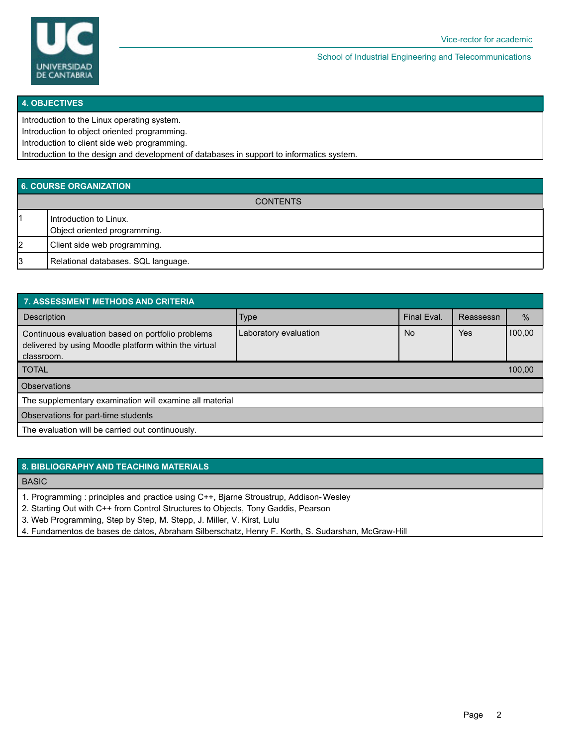## 4. OBJECTIVES

Introduction to the Linux operating system.
Introduction to object oriented programming.
Introduction to client side web programming.
Introduction to the design and development of databases in support to informatics system.

## 6. COURSE ORGANIZATION

| | CONTENTS |
|---|---|
| 1 | Introduction to Linux.<br>Object oriented programming. |
| 2 | Client side web programming. |
| 3 | Relational databases. SQL language. |

## 7. ASSESSMENT METHODS AND CRITERIA

| Description | Type | Final Eval. | Reassessn | % |
|---|---|---|---|---|
| Continuous evaluation based on portfolio problems delivered by using Moodle platform within the virtual classroom. | Laboratory evaluation | No | Yes | 100,00 |
| TOTAL | | | | 100,00 |

**Observations**

The supplementary examination will examine all material

**Observations for part-time students**

The evaluation will be carried out continuously.

## 8. BIBLIOGRAPHY AND TEACHING MATERIALS

**BASIC**

1. Programming : principles and practice using C++, Bjarne Stroustrup, Addison-Wesley
2. Starting Out with C++ from Control Structures to Objects, Tony Gaddis, Pearson
3. Web Programming, Step by Step, M. Stepp, J. Miller, V. Kirst, Lulu
4. Fundamentos de bases de datos, Abraham Silberschatz, Henry F. Korth, S. Sudarshan, McGraw-Hill